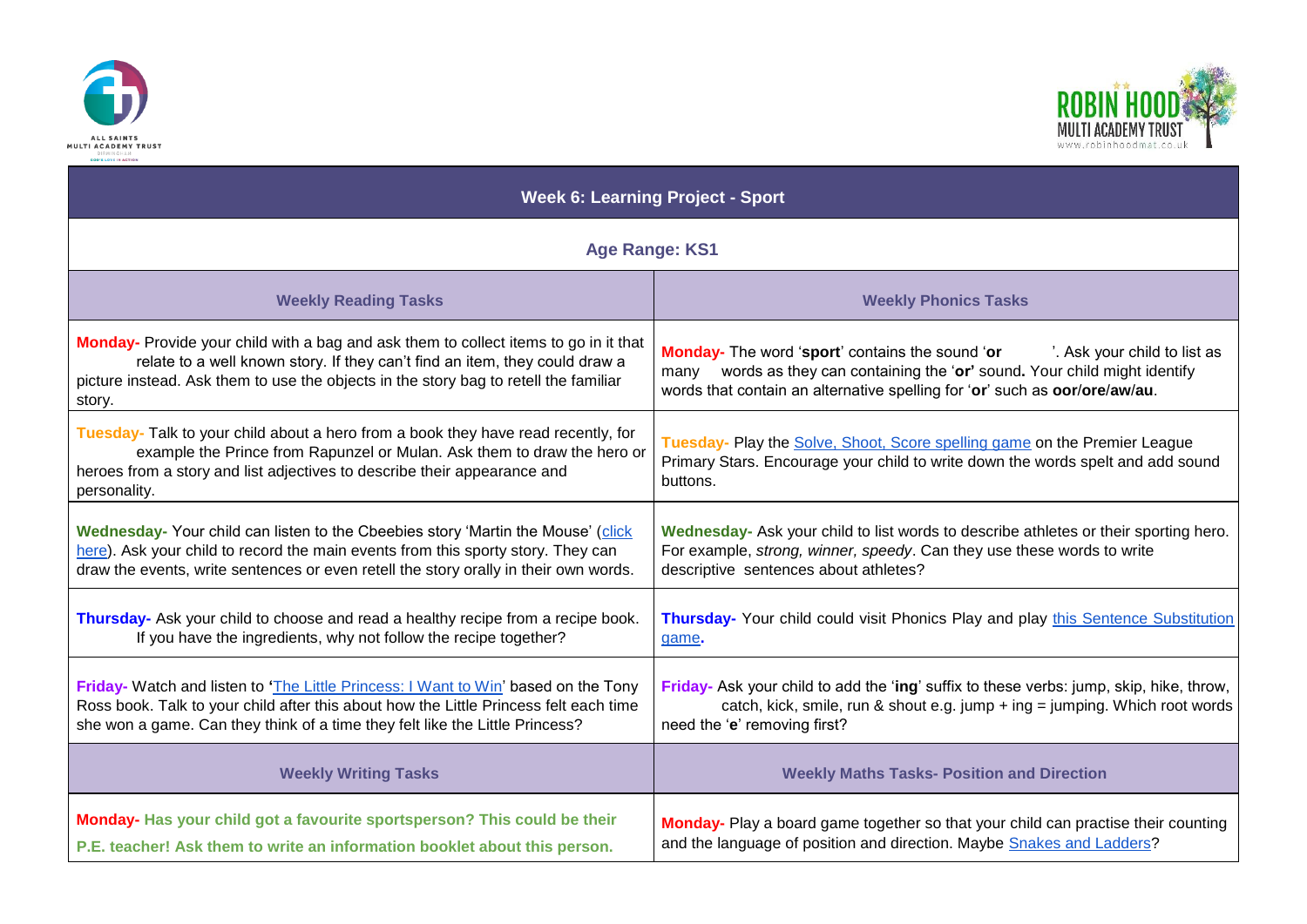# Week 6: Learning Project - Sport

## Age Range: KS1

| Weekly Reading Tasks | Weekly Phonics Tasks |
| --- | --- |
| **Monday-** Provide your child with a bag and ask them to collect items to go in it that relate to a well known story. If they can't find an item, they could draw a picture instead. Ask them to use the objects in the story bag to retell the familiar story. | **Monday-** The word '**sport**' contains the sound '**or** '. Ask your child to list as many words as they can containing the '**or'** sound**.** Your child might identify words that contain an alternative spelling for '**or**' such as **oor**/**ore**/**aw**/**au**. |
| **Tuesday-** Talk to your child about a hero from a book they have read recently, for example the Prince from Rapunzel or Mulan. Ask them to draw the hero or heroes from a story and list adjectives to describe their appearance and personality. | **Tuesday-** Play the Solve, Shoot, Score spelling game on the Premier League Primary Stars. Encourage your child to write down the words spelt and add sound buttons. |
| **Wednesday-** Your child can listen to the Cbeebies story 'Martin the Mouse' (click here). Ask your child to record the main events from this sporty story. They can draw the events, write sentences or even retell the story orally in their own words. | **Wednesday-** Ask your child to list words to describe athletes or their sporting hero. For example, *strong, winner, speedy*. Can they use these words to write descriptive sentences about athletes? |
| **Thursday-** Ask your child to choose and read a healthy recipe from a recipe book. If you have the ingredients, why not follow the recipe together? | **Thursday-** Your child could visit Phonics Play and play this Sentence Substitution game**.** |
| **Friday-** Watch and listen to **'**The Little Princess: I Want to Win' based on the Tony Ross book. Talk to your child after this about how the Little Princess felt each time she won a game. Can they think of a time they felt like the Little Princess? | **Friday-** Ask your child to add the '**ing**' suffix to these verbs: jump, skip, hike, throw, catch, kick, smile, run & shout e.g. jump + ing = jumping. Which root words need the '**e**' removing first? |
| **Weekly Writing Tasks** | **Weekly Maths Tasks- Position and Direction** |
| **Monday- Has your child got a favourite sportsperson? This could be their P.E. teacher! Ask them to write an information booklet about this person.** | **Monday-** Play a board game together so that your child can practise their counting and the language of position and direction. Maybe Snakes and Ladders? |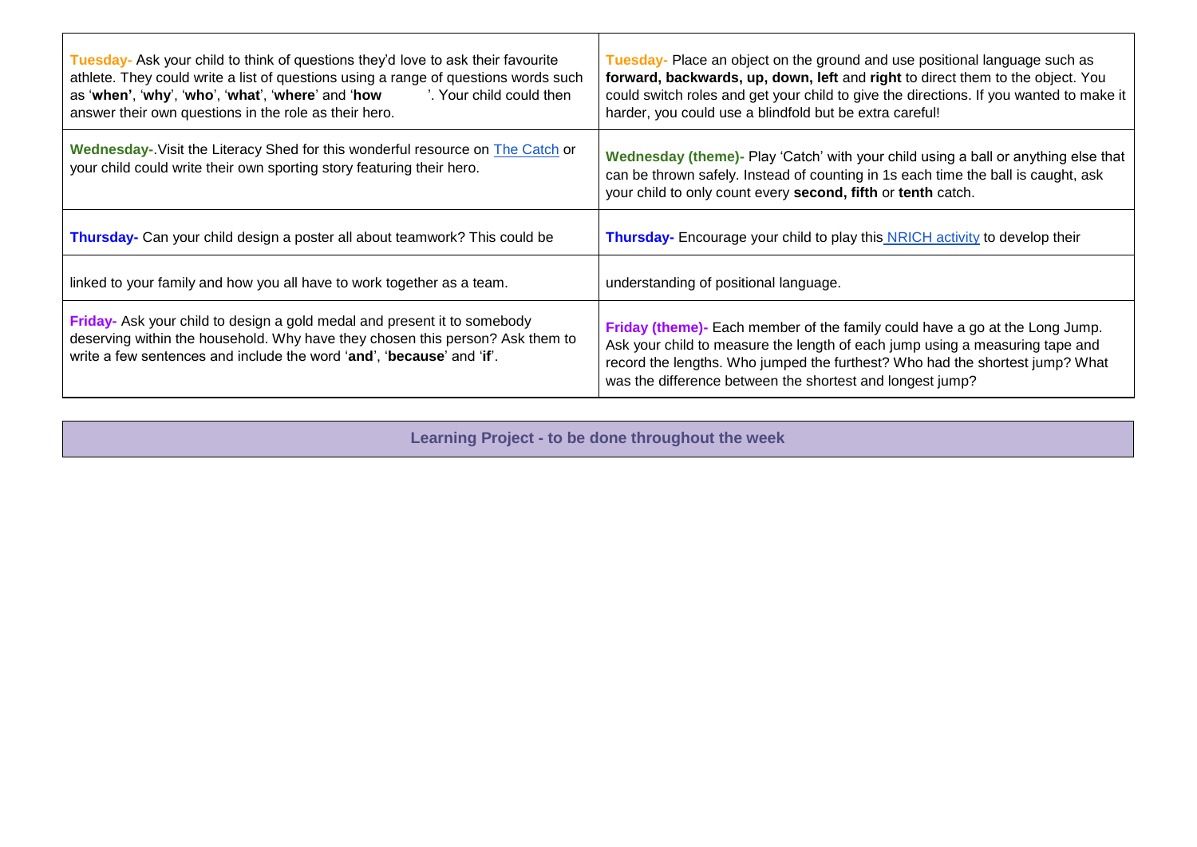| | |
|---|---|
| **Tuesday-** Ask your child to think of questions they'd love to ask their favourite athlete. They could write a list of questions using a range of questions words such as '**when'**, '**why**', '**who**', '**what**', '**where**' and '**how** '. Your child could then answer their own questions in the role as their hero. | **Tuesday-** Place an object on the ground and use positional language such as **forward, backwards, up, down, left** and **right** to direct them to the object. You could switch roles and get your child to give the directions. If you wanted to make it harder, you could use a blindfold but be extra careful! |
| **Wednesday-**.Visit the Literacy Shed for this wonderful resource on [The Catch](The Catch) or your child could write their own sporting story featuring their hero. | **Wednesday (theme)-** Play 'Catch' with your child using a ball or anything else that can be thrown safely. Instead of counting in 1s each time the ball is caught, ask your child to only count every **second, fifth** or **tenth** catch. |
| **Thursday-** Can your child design a poster all about teamwork? This could be linked to your family and how you all have to work together as a team. | **Thursday-** Encourage your child to play this [NRICH activity](NRICH activity) to develop their understanding of positional language. |
| **Friday-** Ask your child to design a gold medal and present it to somebody deserving within the household. Why have they chosen this person? Ask them to write a few sentences and include the word '**and**', '**because**' and '**if**'. | **Friday (theme)-** Each member of the family could have a go at the Long Jump. Ask your child to measure the length of each jump using a measuring tape and record the lengths. Who jumped the furthest? Who had the shortest jump? What was the difference between the shortest and longest jump? |

**Learning Project - to be done throughout the week**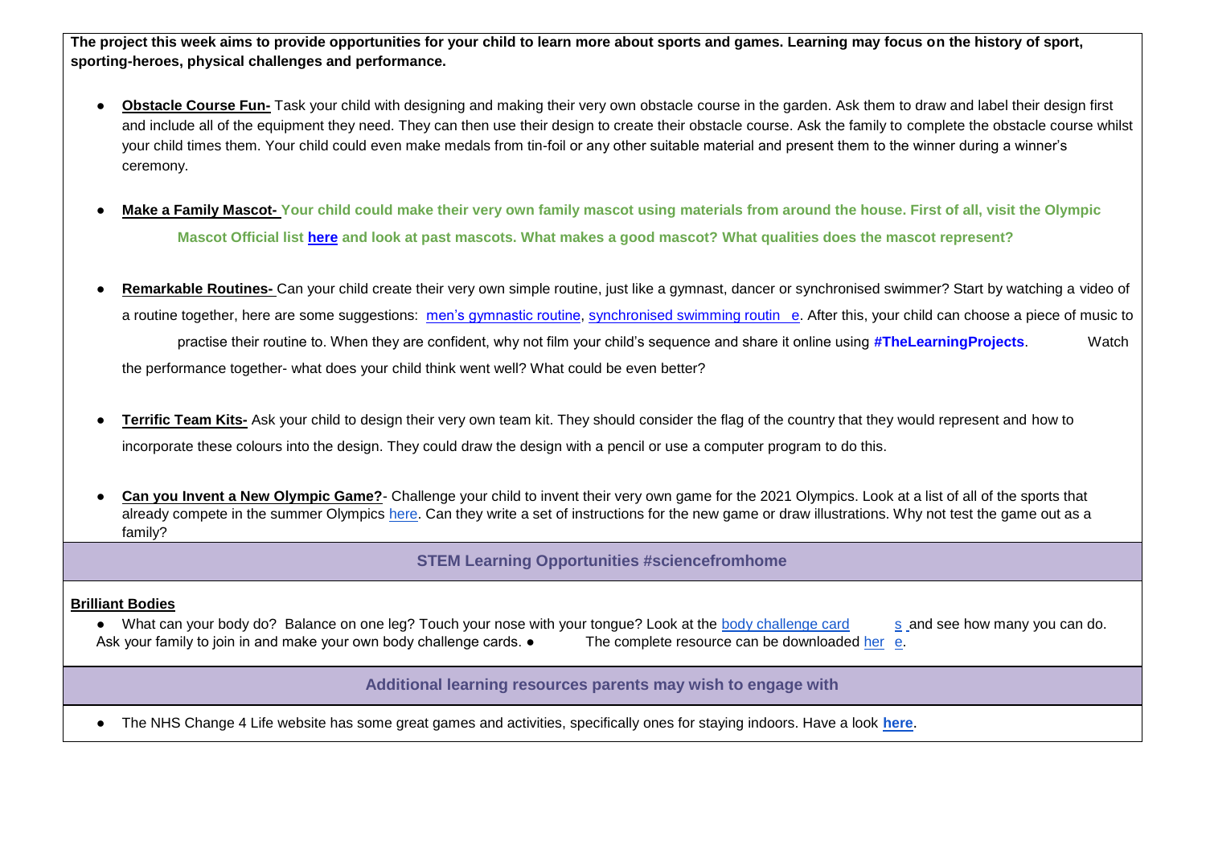**The project this week aims to provide opportunities for your child to learn more about sports and games. Learning may focus on the history of sport, sporting-heroes, physical challenges and performance.**

- **Obstacle Course Fun-** Task your child with designing and making their very own obstacle course in the garden. Ask them to draw and label their design first and include all of the equipment they need. They can then use their design to create their obstacle course. Ask the family to complete the obstacle course whilst your child times them. Your child could even make medals from tin-foil or any other suitable material and present them to the winner during a winner's ceremony.
- **Make a Family Mascot-** **Your child could make their very own family mascot using materials from around the house. First of all, visit the Olympic Mascot Official list here and look at past mascots. What makes a good mascot? What qualities does the mascot represent?**
- **Remarkable Routines-** Can your child create their very own simple routine, just like a gymnast, dancer or synchronised swimmer? Start by watching a video of a routine together, here are some suggestions: men's gymnastic routine, synchronised swimming routine. After this, your child can choose a piece of music to practise their routine to. When they are confident, why not film your child's sequence and share it online using **#TheLearningProjects**. Watch the performance together- what does your child think went well? What could be even better?
- **Terrific Team Kits-** Ask your child to design their very own team kit. They should consider the flag of the country that they would represent and how to incorporate these colours into the design. They could draw the design with a pencil or use a computer program to do this.
- **Can you Invent a New Olympic Game?**- Challenge your child to invent their very own game for the 2021 Olympics. Look at a list of all of the sports that already compete in the summer Olympics here. Can they write a set of instructions for the new game or draw illustrations. Why not test the game out as a family?

**STEM Learning Opportunities #sciencefromhome**

**Brilliant Bodies**

- What can your body do? Balance on one leg? Touch your nose with your tongue? Look at the body challenge cards and see how many you can do. Ask your family to join in and make your own body challenge cards.
- The complete resource can be downloaded here.

**Additional learning resources parents may wish to engage with**

- The NHS Change 4 Life website has some great games and activities, specifically ones for staying indoors. Have a look **here**.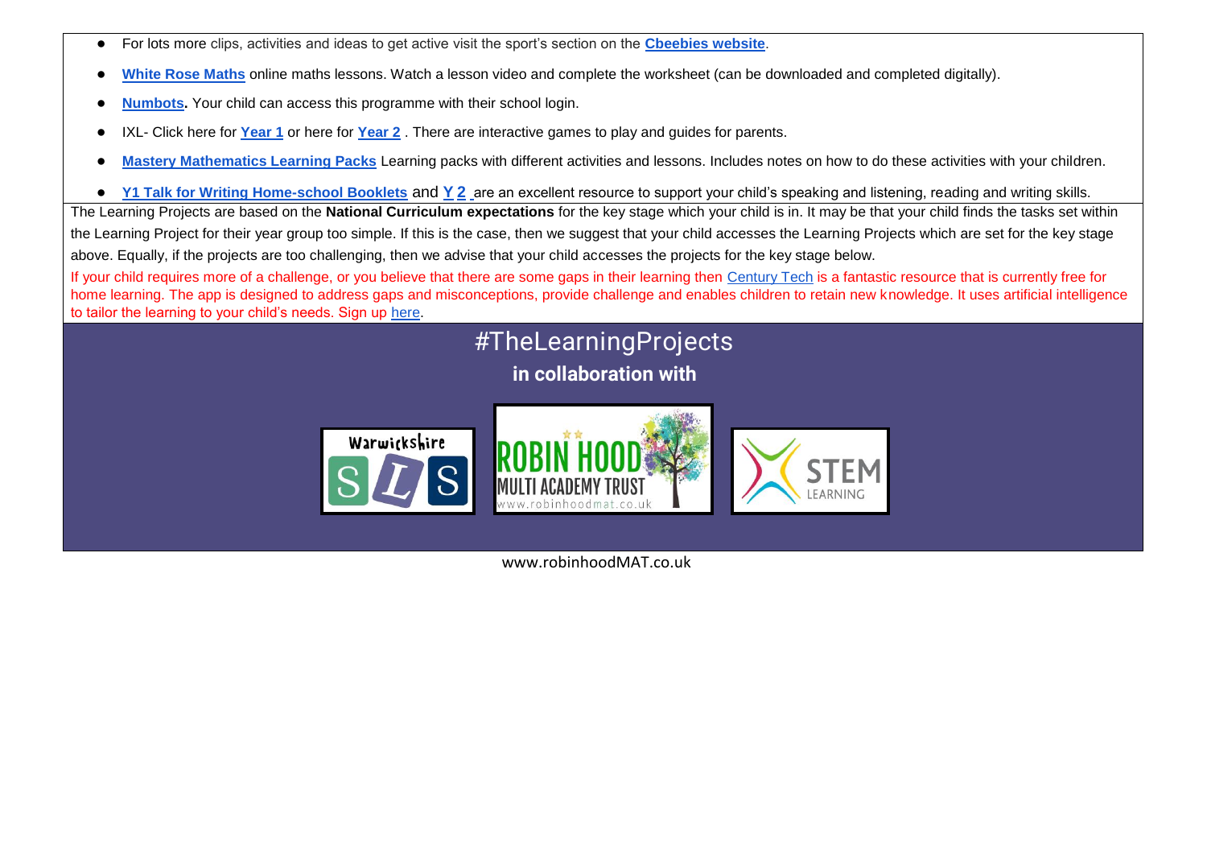- For lots more clips, activities and ideas to get active visit the sport's section on the **Cbeebies website**.
- **White Rose Maths** online maths lessons. Watch a lesson video and complete the worksheet (can be downloaded and completed digitally).
- **Numbots.** Your child can access this programme with their school login.
- IXL- Click here for **Year 1** or here for **Year 2** . There are interactive games to play and guides for parents.
- **Mastery Mathematics Learning Packs** Learning packs with different activities and lessons. Includes notes on how to do these activities with your children.
- **Y1 Talk for Writing Home-school Booklets** and **Y 2** are an excellent resource to support your child's speaking and listening, reading and writing skills.

The Learning Projects are based on the **National Curriculum expectations** for the key stage which your child is in. It may be that your child finds the tasks set within the Learning Project for their year group too simple. If this is the case, then we suggest that your child accesses the Learning Projects which are set for the key stage above. Equally, if the projects are too challenging, then we advise that your child accesses the projects for the key stage below.

If your child requires more of a challenge, or you believe that there are some gaps in their learning then Century Tech is a fantastic resource that is currently free for home learning. The app is designed to address gaps and misconceptions, provide challenge and enables children to retain new knowledge. It uses artificial intelligence to tailor the learning to your child's needs. Sign up here.

#TheLearningProjects

**in collaboration with**

Warwickshire SLS

ROBIN HOOD MULTI ACADEMY TRUST www.robinhoodmat.co.uk

STEM LEARNING

www.robinhoodMAT.co.uk